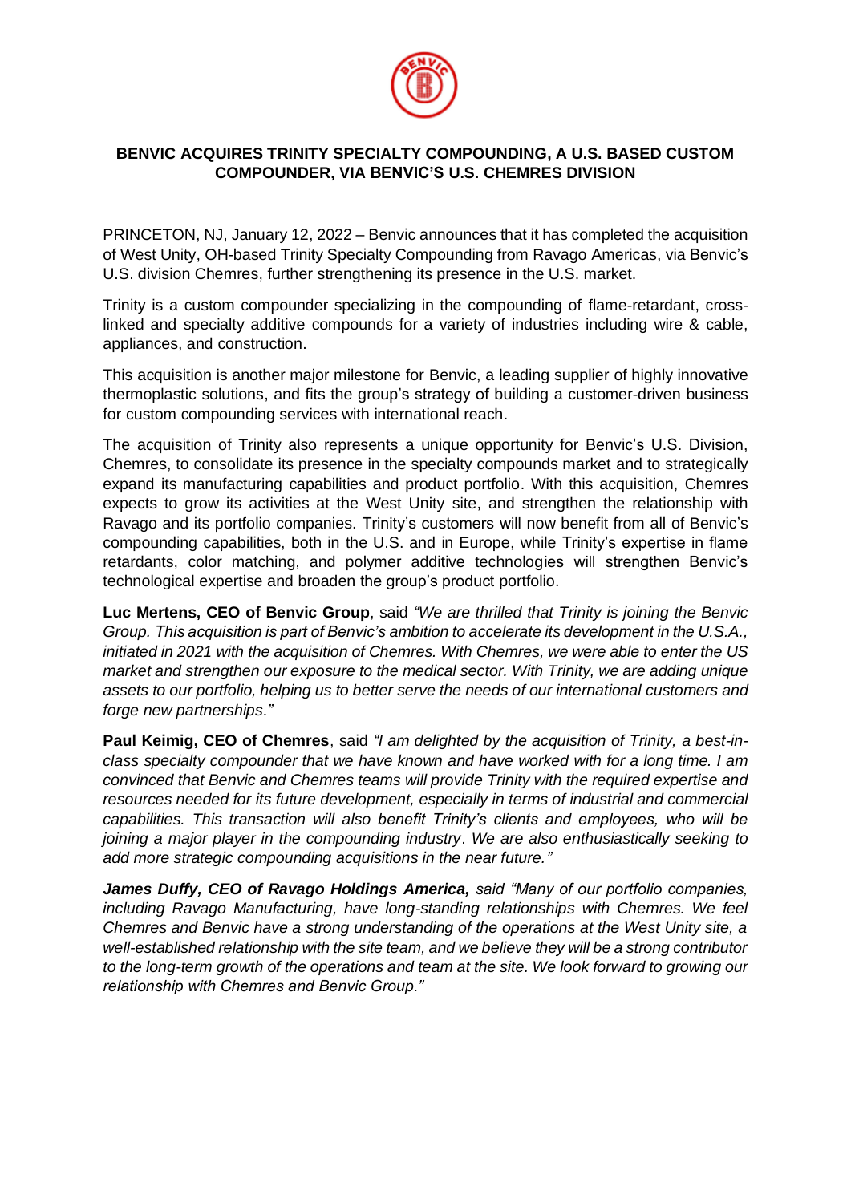# BENVIC ACQUIRES TRINITY SPECIALTY COMPOUNDING, A U.S. BASED CUSTOM COMPOUNDER, VIA BENVIC'S U.S. CHEMRES DIVISION

PRINCETON, NJ, January 12, 2022 – Benvic announces that it has completed the acquisition of West Unity, OH-based Trinity Specialty Compounding from Ravago Americas, via Benvic's U.S. division Chemres, further strengthening its presence in the U.S. market.

Trinity is a custom compounder specializing in the compounding of flame-retardant, cross-linked and specialty additive compounds for a variety of industries including wire & cable, appliances, and construction.

This acquisition is another major milestone for Benvic, a leading supplier of highly innovative thermoplastic solutions, and fits the group's strategy of building a customer-driven business for custom compounding services with international reach.

The acquisition of Trinity also represents a unique opportunity for Benvic's U.S. Division, Chemres, to consolidate its presence in the specialty compounds market and to strategically expand its manufacturing capabilities and product portfolio. With this acquisition, Chemres expects to grow its activities at the West Unity site, and strengthen the relationship with Ravago and its portfolio companies. Trinity's customers will now benefit from all of Benvic's compounding capabilities, both in the U.S. and in Europe, while Trinity's expertise in flame retardants, color matching, and polymer additive technologies will strengthen Benvic's technological expertise and broaden the group's product portfolio.

**Luc Mertens, CEO of Benvic Group**, said *"We are thrilled that Trinity is joining the Benvic Group. This acquisition is part of Benvic's ambition to accelerate its development in the U.S.A., initiated in 2021 with the acquisition of Chemres. With Chemres, we were able to enter the US market and strengthen our exposure to the medical sector. With Trinity, we are adding unique assets to our portfolio, helping us to better serve the needs of our international customers and forge new partnerships."*

**Paul Keimig, CEO of Chemres**, said *"I am delighted by the acquisition of Trinity, a best-in-class specialty compounder that we have known and have worked with for a long time. I am convinced that Benvic and Chemres teams will provide Trinity with the required expertise and resources needed for its future development, especially in terms of industrial and commercial capabilities. This transaction will also benefit Trinity's clients and employees, who will be joining a major player in the compounding industry. We are also enthusiastically seeking to add more strategic compounding acquisitions in the near future."*

***James Duffy, CEO of Ravago Holdings America,*** *said "Many of our portfolio companies, including Ravago Manufacturing, have long-standing relationships with Chemres. We feel Chemres and Benvic have a strong understanding of the operations at the West Unity site, a well-established relationship with the site team, and we believe they will be a strong contributor to the long-term growth of the operations and team at the site. We look forward to growing our relationship with Chemres and Benvic Group."*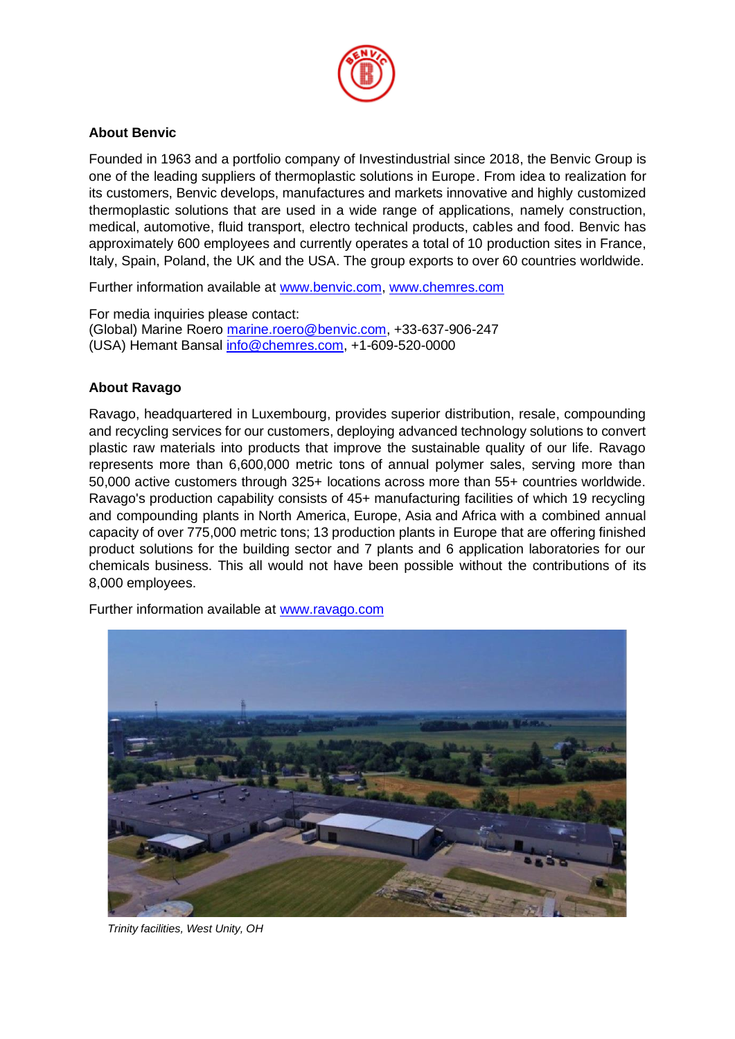## About Benvic

Founded in 1963 and a portfolio company of Investindustrial since 2018, the Benvic Group is one of the leading suppliers of thermoplastic solutions in Europe. From idea to realization for its customers, Benvic develops, manufactures and markets innovative and highly customized thermoplastic solutions that are used in a wide range of applications, namely construction, medical, automotive, fluid transport, electro technical products, cables and food. Benvic has approximately 600 employees and currently operates a total of 10 production sites in France, Italy, Spain, Poland, the UK and the USA. The group exports to over 60 countries worldwide.

Further information available at www.benvic.com, www.chemres.com

For media inquiries please contact:
(Global) Marine Roero marine.roero@benvic.com, +33-637-906-247
(USA) Hemant Bansal info@chemres.com, +1-609-520-0000

## About Ravago

Ravago, headquartered in Luxembourg, provides superior distribution, resale, compounding and recycling services for our customers, deploying advanced technology solutions to convert plastic raw materials into products that improve the sustainable quality of our life. Ravago represents more than 6,600,000 metric tons of annual polymer sales, serving more than 50,000 active customers through 325+ locations across more than 55+ countries worldwide. Ravago's production capability consists of 45+ manufacturing facilities of which 19 recycling and compounding plants in North America, Europe, Asia and Africa with a combined annual capacity of over 775,000 metric tons; 13 production plants in Europe that are offering finished product solutions for the building sector and 7 plants and 6 application laboratories for our chemicals business. This all would not have been possible without the contributions of its 8,000 employees.

Further information available at www.ravago.com

*Trinity facilities, West Unity, OH*